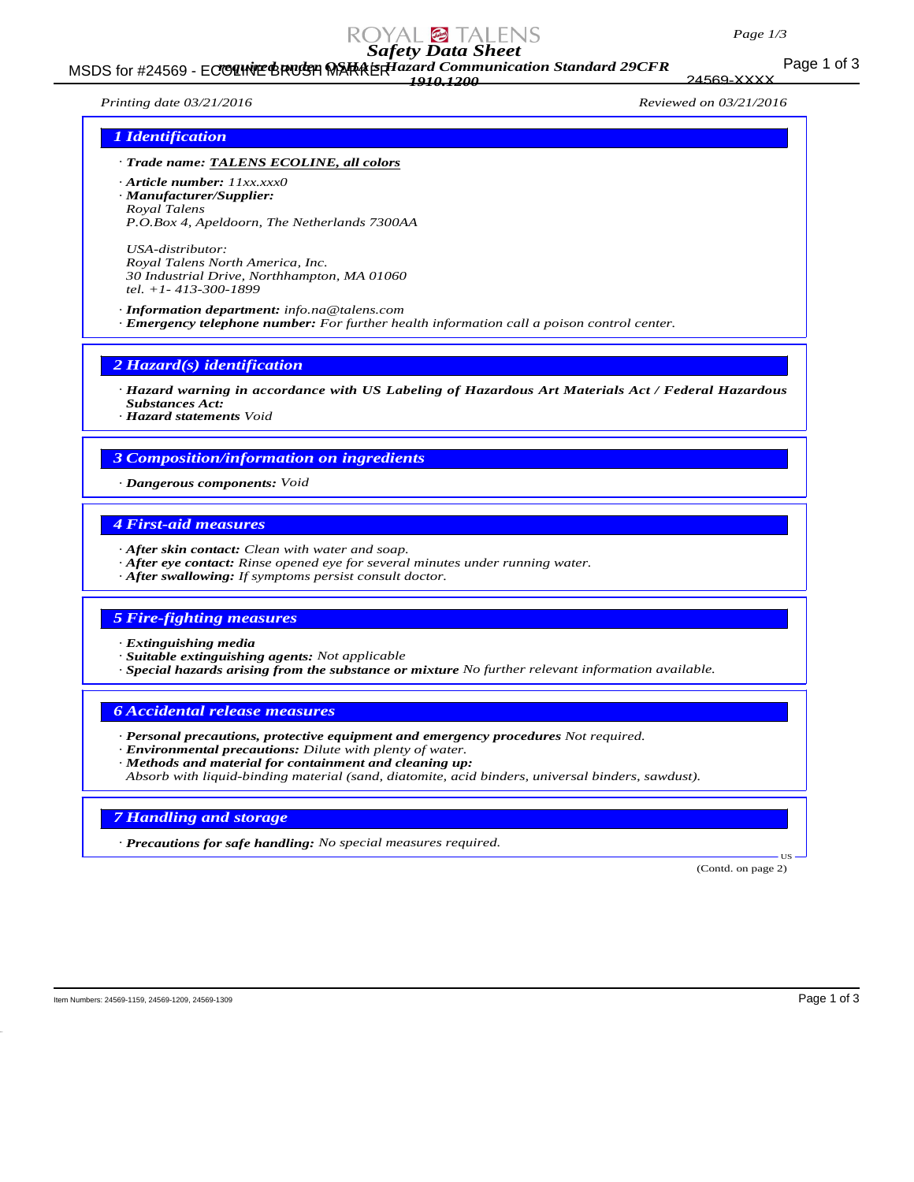# Safety Data Sheet

*required under OSHA's Hazard Communication Standard 29CFR 1910.1200*

Printing date 03/21/2016 | Reviewed on 03/21/2016

## 1 Identification

· **Trade name: TALENS ECOLINE, all colors**

· **Article number:** 11xx.xxx0

· **Manufacturer/Supplier:**
Royal Talens
P.O.Box 4, Apeldoorn, The Netherlands 7300AA

USA-distributor:
Royal Talens North America, Inc.
30 Industrial Drive, Northhampton, MA 01060
tel. +1- 413-300-1899

· **Information department:** info.na@talens.com

· **Emergency telephone number:** For further health information call a poison control center.

## 2 Hazard(s) identification

· **Hazard warning in accordance with US Labeling of Hazardous Art Materials Act / Federal Hazardous Substances Act:**

· **Hazard statements** Void

## 3 Composition/information on ingredients

· **Dangerous components:** Void

## 4 First-aid measures

· **After skin contact:** Clean with water and soap.

· **After eye contact:** Rinse opened eye for several minutes under running water.

· **After swallowing:** If symptoms persist consult doctor.

## 5 Fire-fighting measures

· **Extinguishing media**

· **Suitable extinguishing agents:** Not applicable

· **Special hazards arising from the substance or mixture** No further relevant information available.

## 6 Accidental release measures

· **Personal precautions, protective equipment and emergency procedures** Not required.

· **Environmental precautions:** Dilute with plenty of water.

· **Methods and material for containment and cleaning up:**
Absorb with liquid-binding material (sand, diatomite, acid binders, universal binders, sawdust).

## 7 Handling and storage

· **Precautions for safe handling:** No special measures required.

(Contd. on page 2)

Item Numbers: 24569-1159, 24569-1209, 24569-1309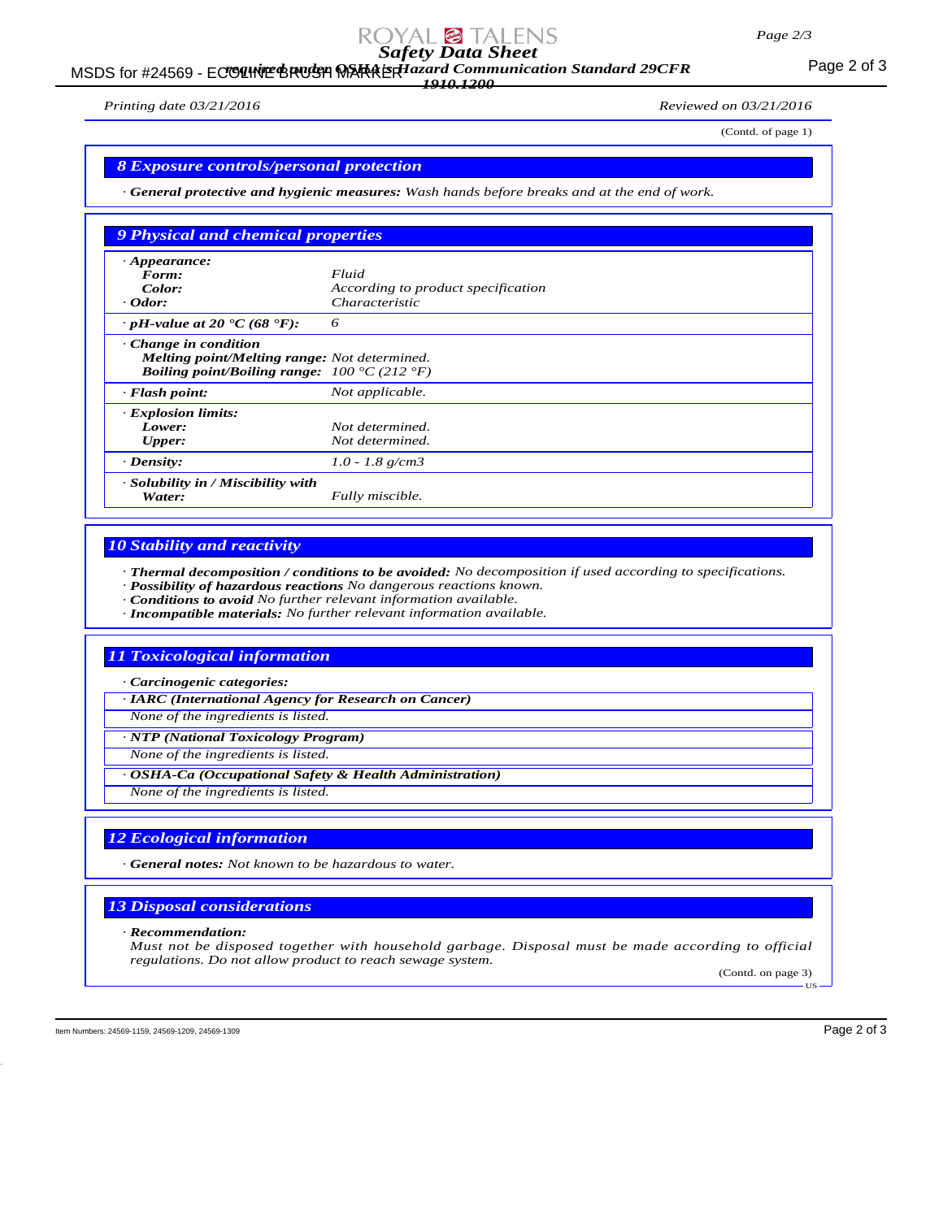(Contd. of page 1)

## 8 Exposure controls/personal protection

· **General protective and hygienic measures:** Wash hands before breaks and at the end of work.

## 9 Physical and chemical properties

| | |
|---|---|
| · **Appearance:** | |
| **Form:** | Fluid |
| **Color:** | According to product specification |
| · **Odor:** | Characteristic |
| · **pH-value at 20 °C (68 °F):** | 6 |
| · **Change in condition** | |
| **Melting point/Melting range:** | Not determined. |
| **Boiling point/Boiling range:** | 100 °C (212 °F) |
| · **Flash point:** | Not applicable. |
| · **Explosion limits:** | |
| **Lower:** | Not determined. |
| **Upper:** | Not determined. |
| · **Density:** | 1.0 - 1.8 g/cm3 |
| · **Solubility in / Miscibility with Water:** | Fully miscible. |

## 10 Stability and reactivity

· **Thermal decomposition / conditions to be avoided:** No decomposition if used according to specifications.
· **Possibility of hazardous reactions** No dangerous reactions known.
· **Conditions to avoid** No further relevant information available.
· **Incompatible materials:** No further relevant information available.

## 11 Toxicological information

· **Carcinogenic categories:**

· **IARC (International Agency for Research on Cancer)**
None of the ingredients is listed.

· **NTP (National Toxicology Program)**
None of the ingredients is listed.

· **OSHA-Ca (Occupational Safety & Health Administration)**
None of the ingredients is listed.

## 12 Ecological information

· **General notes:** Not known to be hazardous to water.

## 13 Disposal considerations

· **Recommendation:**
Must not be disposed together with household garbage. Disposal must be made according to official regulations. Do not allow product to reach sewage system.

(Contd. on page 3)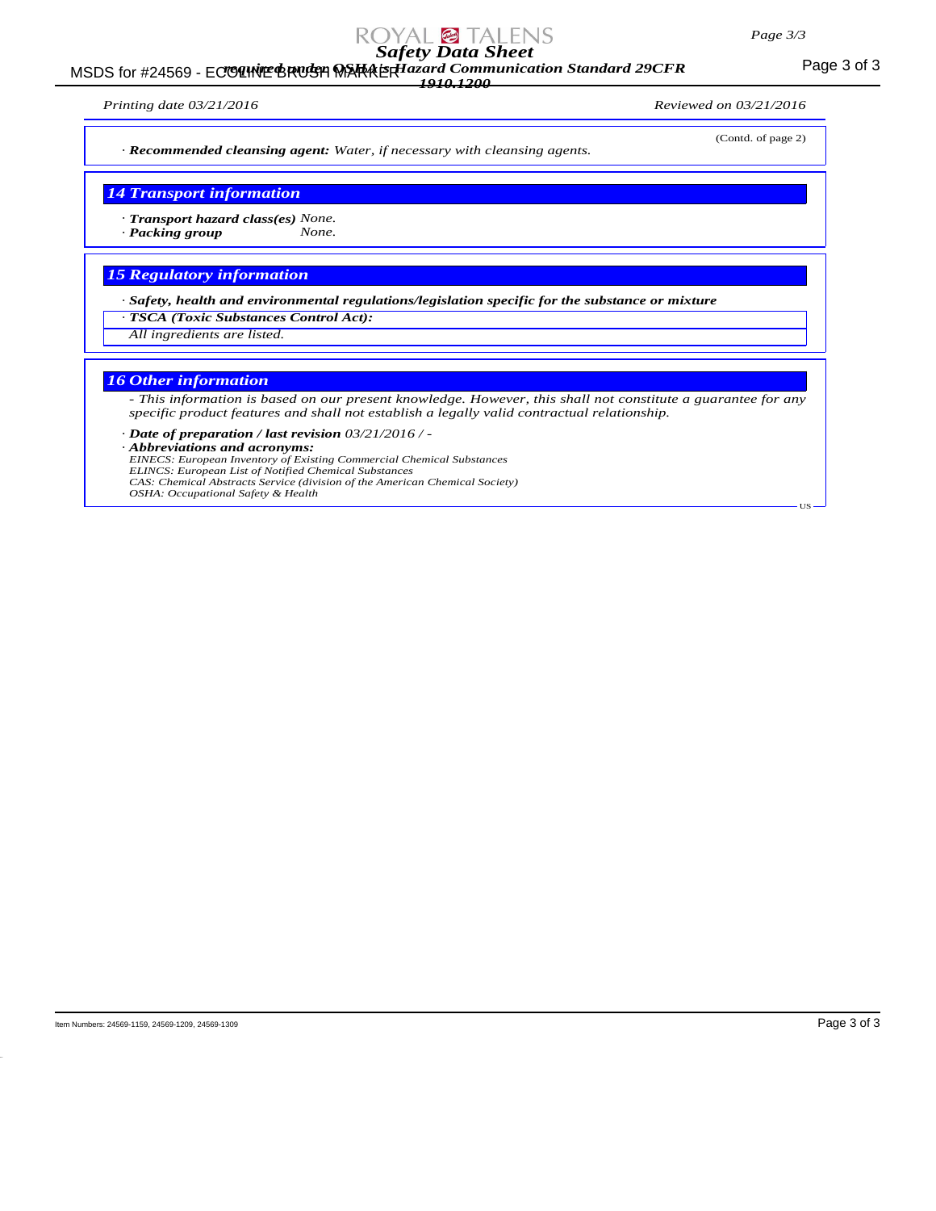(Contd. of page 2)

· **Recommended cleansing agent:** Water, if necessary with cleansing agents.

## 14 Transport information

· **Transport hazard class(es)** None.
· **Packing group** None.

## 15 Regulatory information

· **Safety, health and environmental regulations/legislation specific for the substance or mixture**
· **TSCA (Toxic Substances Control Act):**
All ingredients are listed.

## 16 Other information

- This information is based on our present knowledge. However, this shall not constitute a guarantee for any specific product features and shall not establish a legally valid contractual relationship.

· **Date of preparation / last revision** 03/21/2016 / -
· **Abbreviations and acronyms:**
EINECS: European Inventory of Existing Commercial Chemical Substances
ELINCS: European List of Notified Chemical Substances
CAS: Chemical Abstracts Service (division of the American Chemical Society)
OSHA: Occupational Safety & Health

US

Item Numbers: 24569-1159, 24569-1209, 24569-1309